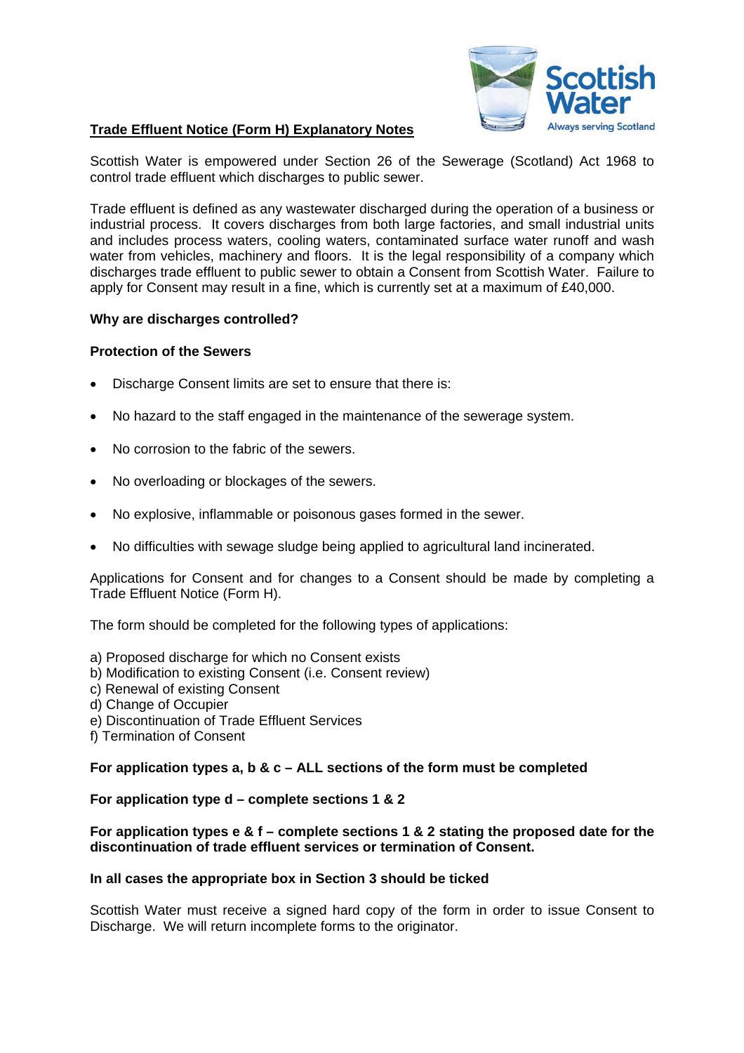# Trade Effluent Notice (Form H) Explanatory Notes

Scottish Water is empowered under Section 26 of the Sewerage (Scotland) Act 1968 to control trade effluent which discharges to public sewer.

Trade effluent is defined as any wastewater discharged during the operation of a business or industrial process. It covers discharges from both large factories, and small industrial units and includes process waters, cooling waters, contaminated surface water runoff and wash water from vehicles, machinery and floors. It is the legal responsibility of a company which discharges trade effluent to public sewer to obtain a Consent from Scottish Water. Failure to apply for Consent may result in a fine, which is currently set at a maximum of £40,000.

**Why are discharges controlled?**

**Protection of the Sewers**

- Discharge Consent limits are set to ensure that there is:
- No hazard to the staff engaged in the maintenance of the sewerage system.
- No corrosion to the fabric of the sewers.
- No overloading or blockages of the sewers.
- No explosive, inflammable or poisonous gases formed in the sewer.
- No difficulties with sewage sludge being applied to agricultural land incinerated.

Applications for Consent and for changes to a Consent should be made by completing a Trade Effluent Notice (Form H).

The form should be completed for the following types of applications:

a) Proposed discharge for which no Consent exists
b) Modification to existing Consent (i.e. Consent review)
c) Renewal of existing Consent
d) Change of Occupier
e) Discontinuation of Trade Effluent Services
f) Termination of Consent

**For application types a, b & c – ALL sections of the form must be completed**

**For application type d – complete sections 1 & 2**

**For application types e & f – complete sections 1 & 2 stating the proposed date for the discontinuation of trade effluent services or termination of Consent.**

**In all cases the appropriate box in Section 3 should be ticked**

Scottish Water must receive a signed hard copy of the form in order to issue Consent to Discharge. We will return incomplete forms to the originator.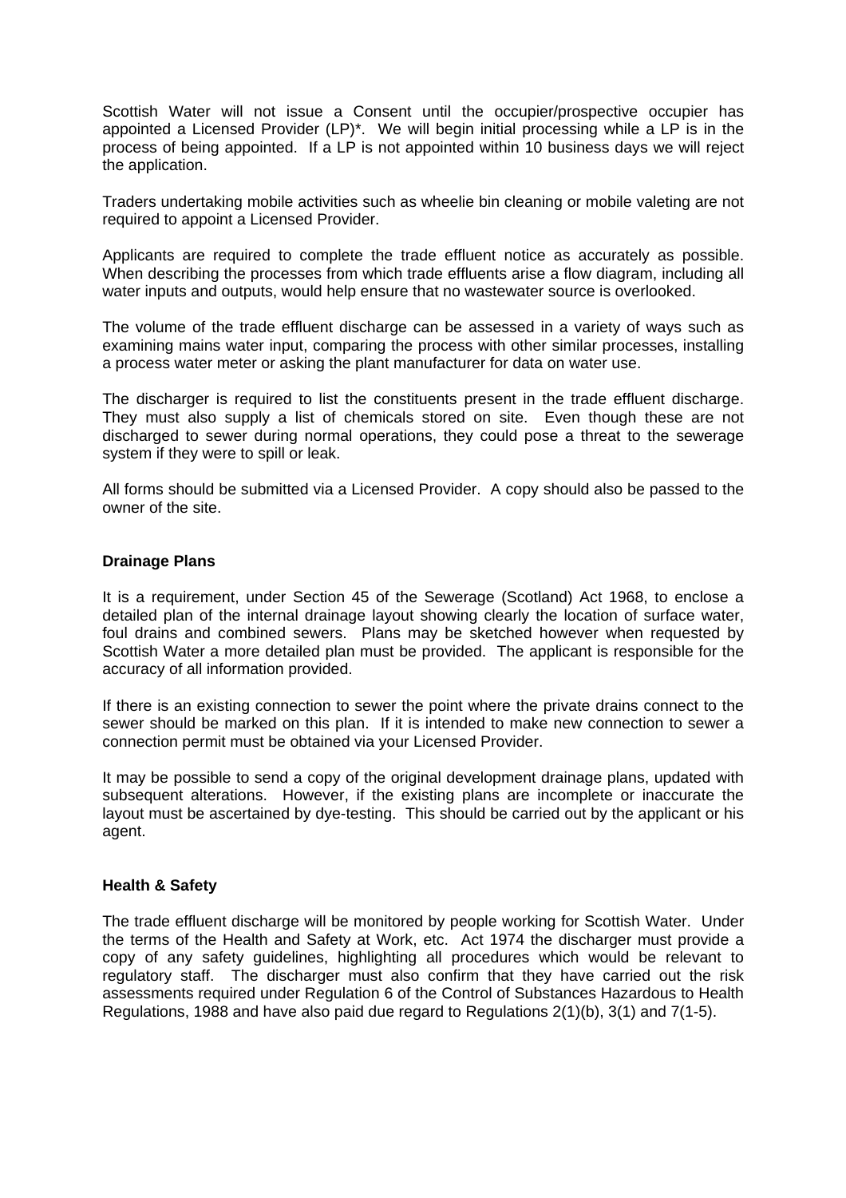Scottish Water will not issue a Consent until the occupier/prospective occupier has appointed a Licensed Provider (LP)*. We will begin initial processing while a LP is in the process of being appointed. If a LP is not appointed within 10 business days we will reject the application.

Traders undertaking mobile activities such as wheelie bin cleaning or mobile valeting are not required to appoint a Licensed Provider.

Applicants are required to complete the trade effluent notice as accurately as possible. When describing the processes from which trade effluents arise a flow diagram, including all water inputs and outputs, would help ensure that no wastewater source is overlooked.

The volume of the trade effluent discharge can be assessed in a variety of ways such as examining mains water input, comparing the process with other similar processes, installing a process water meter or asking the plant manufacturer for data on water use.

The discharger is required to list the constituents present in the trade effluent discharge. They must also supply a list of chemicals stored on site. Even though these are not discharged to sewer during normal operations, they could pose a threat to the sewerage system if they were to spill or leak.

All forms should be submitted via a Licensed Provider. A copy should also be passed to the owner of the site.

**Drainage Plans**

It is a requirement, under Section 45 of the Sewerage (Scotland) Act 1968, to enclose a detailed plan of the internal drainage layout showing clearly the location of surface water, foul drains and combined sewers. Plans may be sketched however when requested by Scottish Water a more detailed plan must be provided. The applicant is responsible for the accuracy of all information provided.

If there is an existing connection to sewer the point where the private drains connect to the sewer should be marked on this plan. If it is intended to make new connection to sewer a connection permit must be obtained via your Licensed Provider.

It may be possible to send a copy of the original development drainage plans, updated with subsequent alterations. However, if the existing plans are incomplete or inaccurate the layout must be ascertained by dye-testing. This should be carried out by the applicant or his agent.

**Health & Safety**

The trade effluent discharge will be monitored by people working for Scottish Water. Under the terms of the Health and Safety at Work, etc. Act 1974 the discharger must provide a copy of any safety guidelines, highlighting all procedures which would be relevant to regulatory staff. The discharger must also confirm that they have carried out the risk assessments required under Regulation 6 of the Control of Substances Hazardous to Health Regulations, 1988 and have also paid due regard to Regulations 2(1)(b), 3(1) and 7(1-5).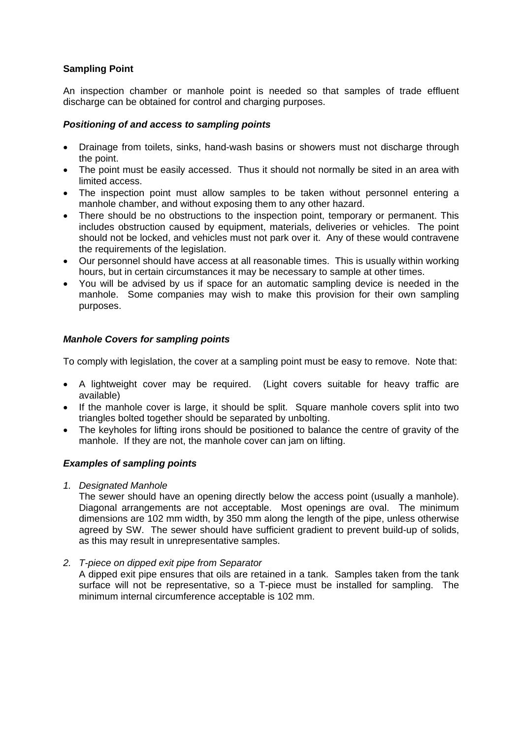**Sampling Point**

An inspection chamber or manhole point is needed so that samples of trade effluent discharge can be obtained for control and charging purposes.

***Positioning of and access to sampling points***

- Drainage from toilets, sinks, hand-wash basins or showers must not discharge through the point.
- The point must be easily accessed. Thus it should not normally be sited in an area with limited access.
- The inspection point must allow samples to be taken without personnel entering a manhole chamber, and without exposing them to any other hazard.
- There should be no obstructions to the inspection point, temporary or permanent. This includes obstruction caused by equipment, materials, deliveries or vehicles. The point should not be locked, and vehicles must not park over it. Any of these would contravene the requirements of the legislation.
- Our personnel should have access at all reasonable times. This is usually within working hours, but in certain circumstances it may be necessary to sample at other times.
- You will be advised by us if space for an automatic sampling device is needed in the manhole. Some companies may wish to make this provision for their own sampling purposes.

***Manhole Covers for sampling points***

To comply with legislation, the cover at a sampling point must be easy to remove. Note that:

- A lightweight cover may be required. (Light covers suitable for heavy traffic are available)
- If the manhole cover is large, it should be split. Square manhole covers split into two triangles bolted together should be separated by unbolting.
- The keyholes for lifting irons should be positioned to balance the centre of gravity of the manhole. If they are not, the manhole cover can jam on lifting.

***Examples of sampling points***

1. *Designated Manhole*
   The sewer should have an opening directly below the access point (usually a manhole). Diagonal arrangements are not acceptable. Most openings are oval. The minimum dimensions are 102 mm width, by 350 mm along the length of the pipe, unless otherwise agreed by SW. The sewer should have sufficient gradient to prevent build-up of solids, as this may result in unrepresentative samples.

2. *T-piece on dipped exit pipe from Separator*
   A dipped exit pipe ensures that oils are retained in a tank. Samples taken from the tank surface will not be representative, so a T-piece must be installed for sampling. The minimum internal circumference acceptable is 102 mm.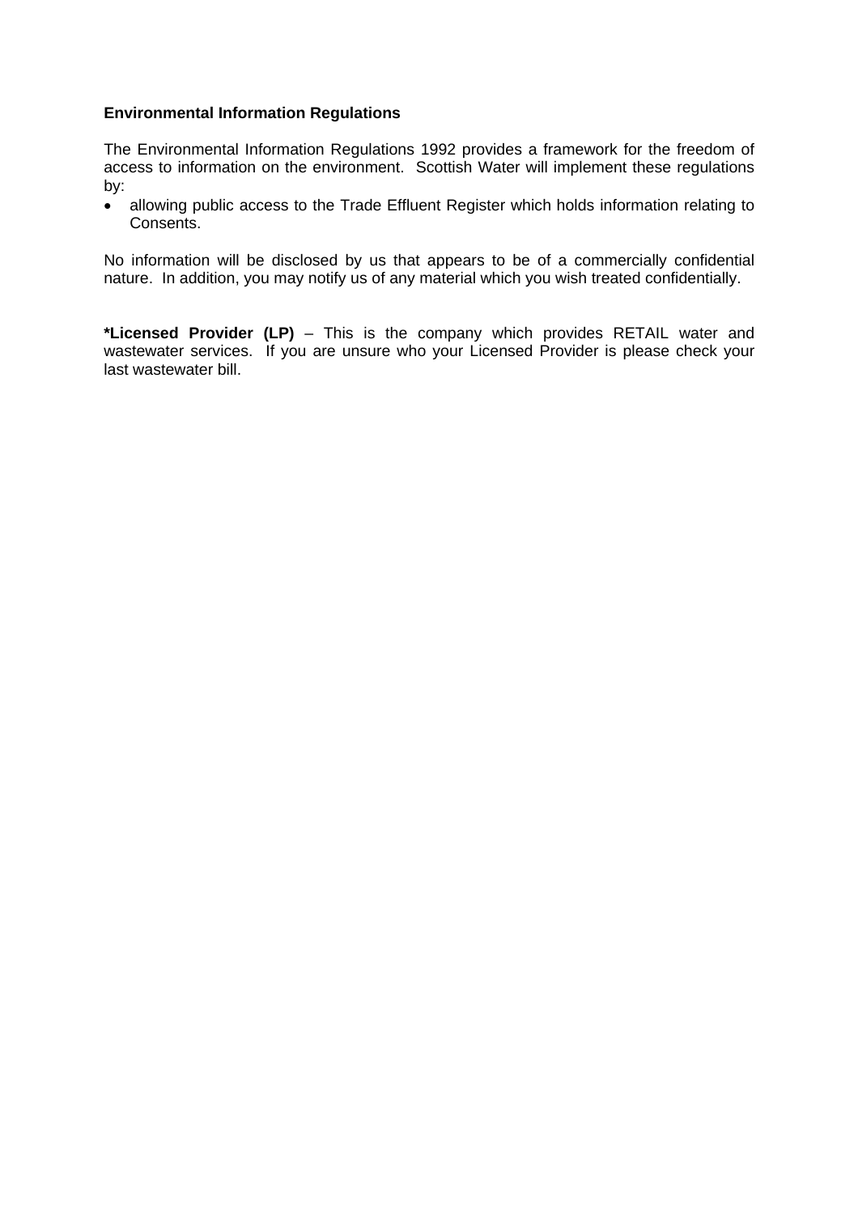**Environmental Information Regulations**

The Environmental Information Regulations 1992 provides a framework for the freedom of access to information on the environment. Scottish Water will implement these regulations by:

- allowing public access to the Trade Effluent Register which holds information relating to Consents.

No information will be disclosed by us that appears to be of a commercially confidential nature. In addition, you may notify us of any material which you wish treated confidentially.

***Licensed Provider (LP)** – This is the company which provides RETAIL water and wastewater services. If you are unsure who your Licensed Provider is please check your last wastewater bill.